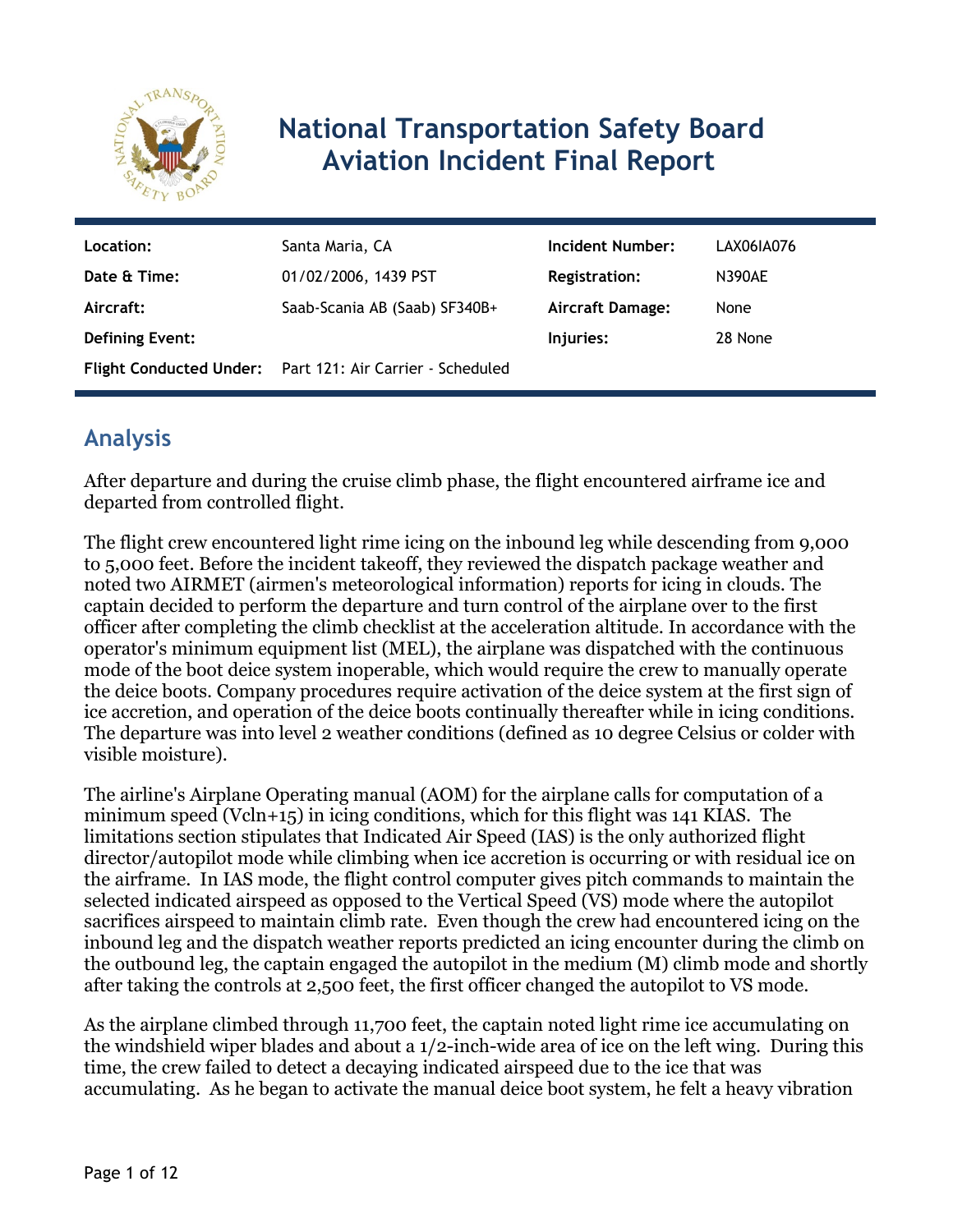# National Transportation Safety Board Aviation Incident Final Report

| Location: | Santa Maria, CA | Incident Number: | LAX06IA076 |
| --- | --- | --- | --- |
| Date & Time: | 01/02/2006, 1439 PST | Registration: | N390AE |
| Aircraft: | Saab-Scania AB (Saab) SF340B+ | Aircraft Damage: | None |
| Defining Event: | | Injuries: | 28 None |
| Flight Conducted Under: | Part 121: Air Carrier - Scheduled | | |

## Analysis

After departure and during the cruise climb phase, the flight encountered airframe ice and departed from controlled flight.

The flight crew encountered light rime icing on the inbound leg while descending from 9,000 to 5,000 feet. Before the incident takeoff, they reviewed the dispatch package weather and noted two AIRMET (airmen's meteorological information) reports for icing in clouds. The captain decided to perform the departure and turn control of the airplane over to the first officer after completing the climb checklist at the acceleration altitude. In accordance with the operator's minimum equipment list (MEL), the airplane was dispatched with the continuous mode of the boot deice system inoperable, which would require the crew to manually operate the deice boots. Company procedures require activation of the deice system at the first sign of ice accretion, and operation of the deice boots continually thereafter while in icing conditions. The departure was into level 2 weather conditions (defined as 10 degree Celsius or colder with visible moisture).

The airline's Airplane Operating manual (AOM) for the airplane calls for computation of a minimum speed (Vcln+15) in icing conditions, which for this flight was 141 KIAS. The limitations section stipulates that Indicated Air Speed (IAS) is the only authorized flight director/autopilot mode while climbing when ice accretion is occurring or with residual ice on the airframe. In IAS mode, the flight control computer gives pitch commands to maintain the selected indicated airspeed as opposed to the Vertical Speed (VS) mode where the autopilot sacrifices airspeed to maintain climb rate. Even though the crew had encountered icing on the inbound leg and the dispatch weather reports predicted an icing encounter during the climb on the outbound leg, the captain engaged the autopilot in the medium (M) climb mode and shortly after taking the controls at 2,500 feet, the first officer changed the autopilot to VS mode.

As the airplane climbed through 11,700 feet, the captain noted light rime ice accumulating on the windshield wiper blades and about a 1/2-inch-wide area of ice on the left wing. During this time, the crew failed to detect a decaying indicated airspeed due to the ice that was accumulating. As he began to activate the manual deice boot system, he felt a heavy vibration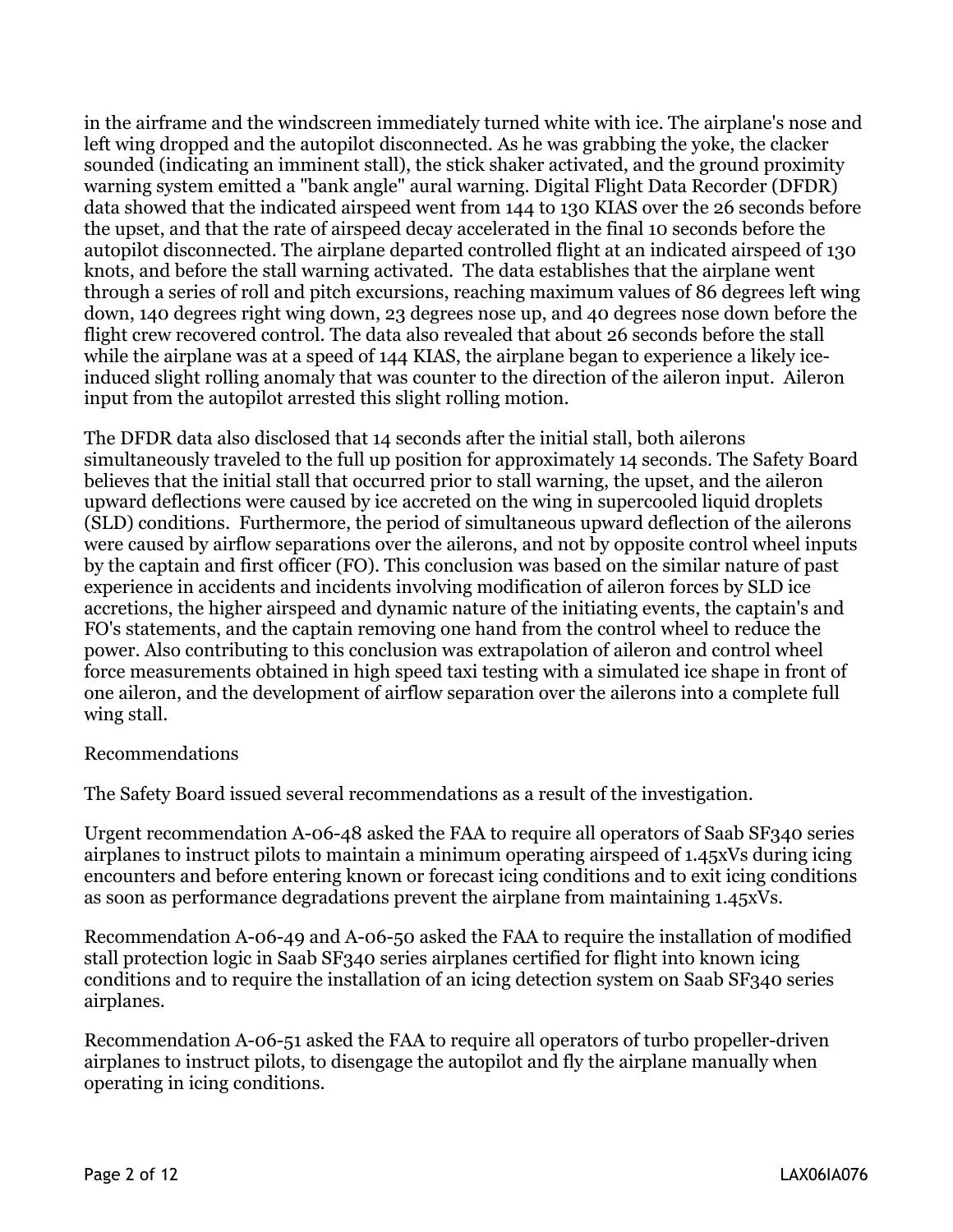in the airframe and the windscreen immediately turned white with ice. The airplane's nose and left wing dropped and the autopilot disconnected. As he was grabbing the yoke, the clacker sounded (indicating an imminent stall), the stick shaker activated, and the ground proximity warning system emitted a "bank angle" aural warning. Digital Flight Data Recorder (DFDR) data showed that the indicated airspeed went from 144 to 130 KIAS over the 26 seconds before the upset, and that the rate of airspeed decay accelerated in the final 10 seconds before the autopilot disconnected. The airplane departed controlled flight at an indicated airspeed of 130 knots, and before the stall warning activated. The data establishes that the airplane went through a series of roll and pitch excursions, reaching maximum values of 86 degrees left wing down, 140 degrees right wing down, 23 degrees nose up, and 40 degrees nose down before the flight crew recovered control. The data also revealed that about 26 seconds before the stall while the airplane was at a speed of 144 KIAS, the airplane began to experience a likely ice-induced slight rolling anomaly that was counter to the direction of the aileron input. Aileron input from the autopilot arrested this slight rolling motion.

The DFDR data also disclosed that 14 seconds after the initial stall, both ailerons simultaneously traveled to the full up position for approximately 14 seconds. The Safety Board believes that the initial stall that occurred prior to stall warning, the upset, and the aileron upward deflections were caused by ice accreted on the wing in supercooled liquid droplets (SLD) conditions. Furthermore, the period of simultaneous upward deflection of the ailerons were caused by airflow separations over the ailerons, and not by opposite control wheel inputs by the captain and first officer (FO). This conclusion was based on the similar nature of past experience in accidents and incidents involving modification of aileron forces by SLD ice accretions, the higher airspeed and dynamic nature of the initiating events, the captain's and FO's statements, and the captain removing one hand from the control wheel to reduce the power. Also contributing to this conclusion was extrapolation of aileron and control wheel force measurements obtained in high speed taxi testing with a simulated ice shape in front of one aileron, and the development of airflow separation over the ailerons into a complete full wing stall.

Recommendations

The Safety Board issued several recommendations as a result of the investigation.

Urgent recommendation A-06-48 asked the FAA to require all operators of Saab SF340 series airplanes to instruct pilots to maintain a minimum operating airspeed of 1.45xVs during icing encounters and before entering known or forecast icing conditions and to exit icing conditions as soon as performance degradations prevent the airplane from maintaining 1.45xVs.

Recommendation A-06-49 and A-06-50 asked the FAA to require the installation of modified stall protection logic in Saab SF340 series airplanes certified for flight into known icing conditions and to require the installation of an icing detection system on Saab SF340 series airplanes.

Recommendation A-06-51 asked the FAA to require all operators of turbo propeller-driven airplanes to instruct pilots, to disengage the autopilot and fly the airplane manually when operating in icing conditions.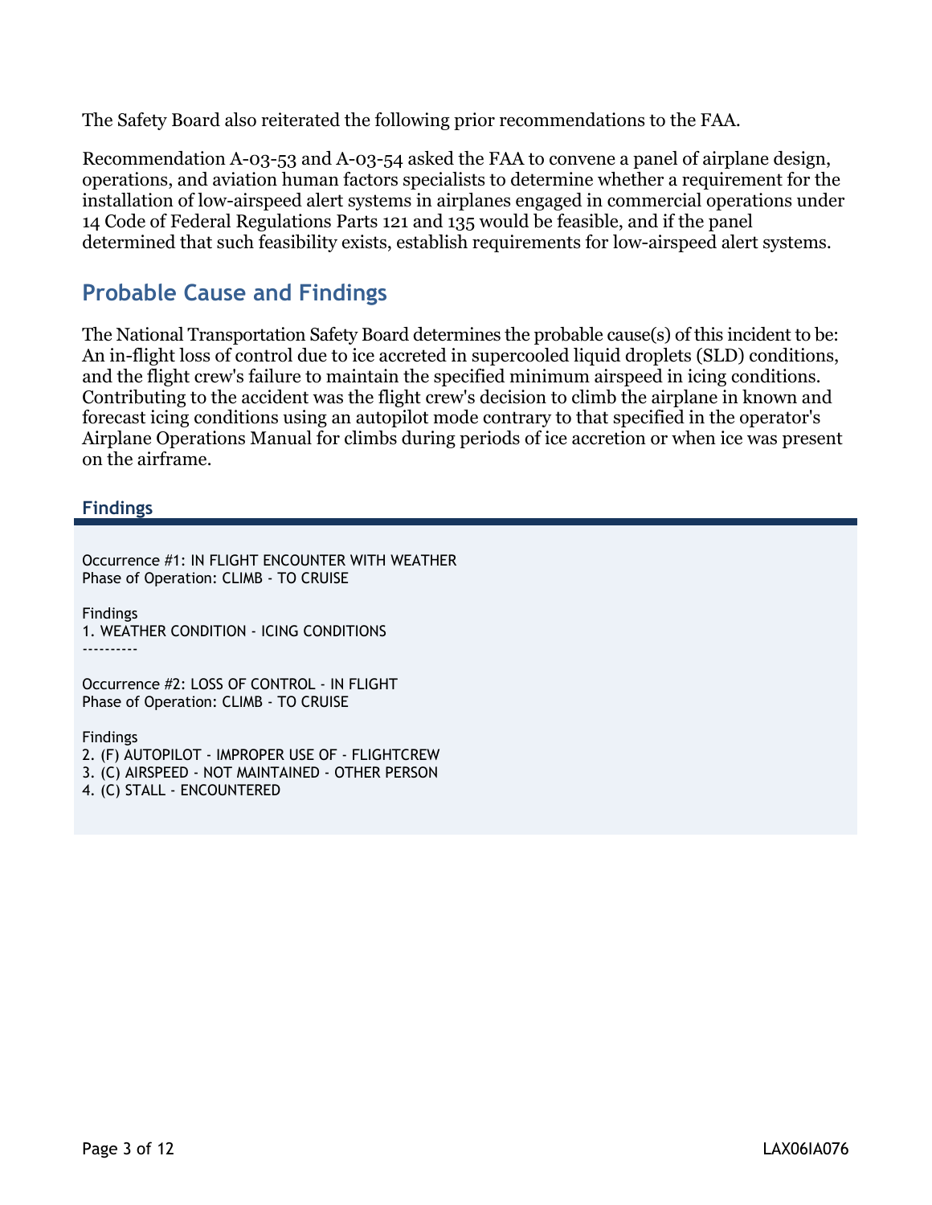The Safety Board also reiterated the following prior recommendations to the FAA.

Recommendation A-03-53 and A-03-54 asked the FAA to convene a panel of airplane design, operations, and aviation human factors specialists to determine whether a requirement for the installation of low-airspeed alert systems in airplanes engaged in commercial operations under 14 Code of Federal Regulations Parts 121 and 135 would be feasible, and if the panel determined that such feasibility exists, establish requirements for low-airspeed alert systems.

## Probable Cause and Findings

The National Transportation Safety Board determines the probable cause(s) of this incident to be:
An in-flight loss of control due to ice accreted in supercooled liquid droplets (SLD) conditions, and the flight crew's failure to maintain the specified minimum airspeed in icing conditions. Contributing to the accident was the flight crew's decision to climb the airplane in known and forecast icing conditions using an autopilot mode contrary to that specified in the operator's Airplane Operations Manual for climbs during periods of ice accretion or when ice was present on the airframe.

### Findings

Occurrence #1: IN FLIGHT ENCOUNTER WITH WEATHER
Phase of Operation: CLIMB - TO CRUISE

Findings
1. WEATHER CONDITION - ICING CONDITIONS
----------

Occurrence #2: LOSS OF CONTROL - IN FLIGHT
Phase of Operation: CLIMB - TO CRUISE

Findings
2. (F) AUTOPILOT - IMPROPER USE OF - FLIGHTCREW
3. (C) AIRSPEED - NOT MAINTAINED - OTHER PERSON
4. (C) STALL - ENCOUNTERED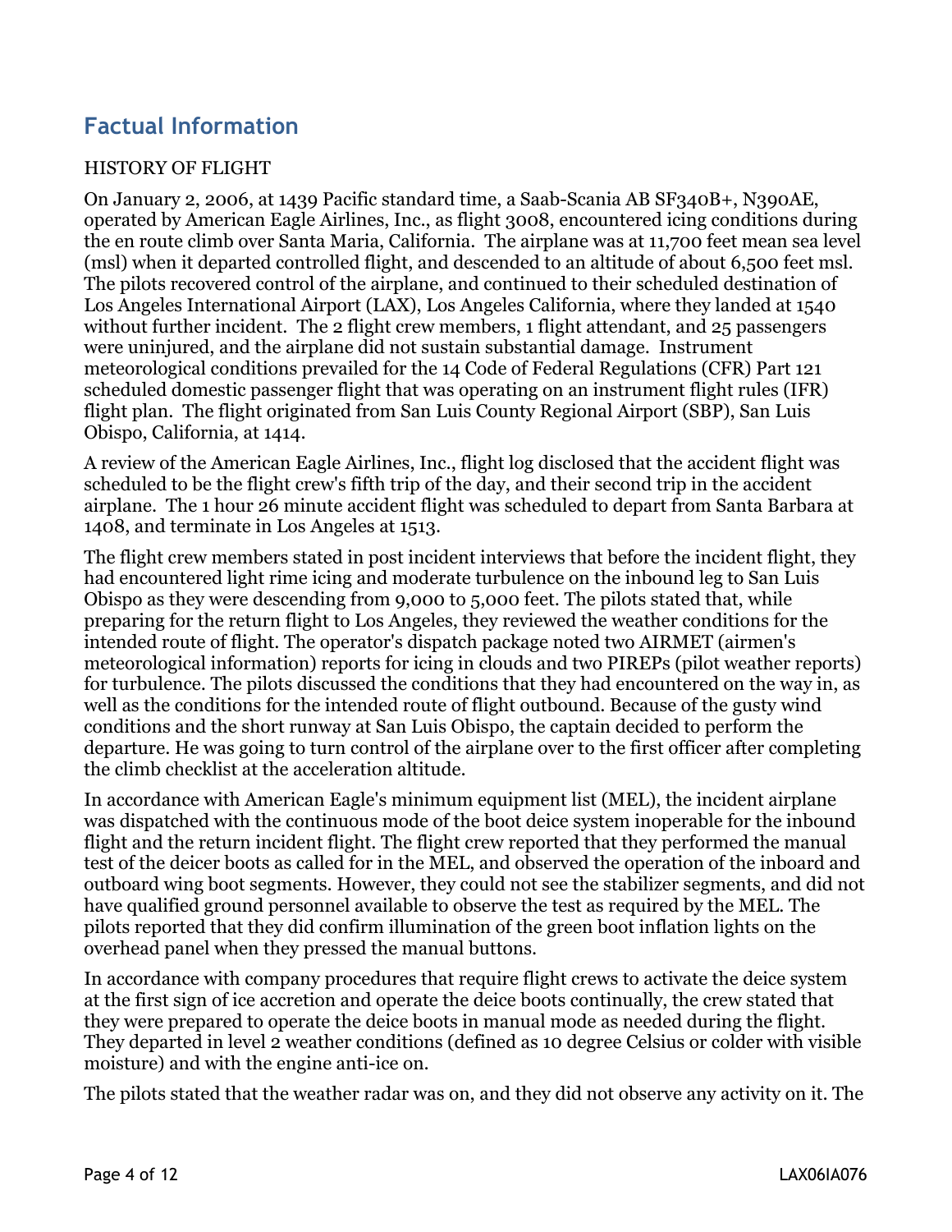## Factual Information

HISTORY OF FLIGHT

On January 2, 2006, at 1439 Pacific standard time, a Saab-Scania AB SF340B+, N390AE, operated by American Eagle Airlines, Inc., as flight 3008, encountered icing conditions during the en route climb over Santa Maria, California. The airplane was at 11,700 feet mean sea level (msl) when it departed controlled flight, and descended to an altitude of about 6,500 feet msl. The pilots recovered control of the airplane, and continued to their scheduled destination of Los Angeles International Airport (LAX), Los Angeles California, where they landed at 1540 without further incident. The 2 flight crew members, 1 flight attendant, and 25 passengers were uninjured, and the airplane did not sustain substantial damage. Instrument meteorological conditions prevailed for the 14 Code of Federal Regulations (CFR) Part 121 scheduled domestic passenger flight that was operating on an instrument flight rules (IFR) flight plan. The flight originated from San Luis County Regional Airport (SBP), San Luis Obispo, California, at 1414.

A review of the American Eagle Airlines, Inc., flight log disclosed that the accident flight was scheduled to be the flight crew's fifth trip of the day, and their second trip in the accident airplane. The 1 hour 26 minute accident flight was scheduled to depart from Santa Barbara at 1408, and terminate in Los Angeles at 1513.

The flight crew members stated in post incident interviews that before the incident flight, they had encountered light rime icing and moderate turbulence on the inbound leg to San Luis Obispo as they were descending from 9,000 to 5,000 feet. The pilots stated that, while preparing for the return flight to Los Angeles, they reviewed the weather conditions for the intended route of flight. The operator's dispatch package noted two AIRMET (airmen's meteorological information) reports for icing in clouds and two PIREPs (pilot weather reports) for turbulence. The pilots discussed the conditions that they had encountered on the way in, as well as the conditions for the intended route of flight outbound. Because of the gusty wind conditions and the short runway at San Luis Obispo, the captain decided to perform the departure. He was going to turn control of the airplane over to the first officer after completing the climb checklist at the acceleration altitude.

In accordance with American Eagle's minimum equipment list (MEL), the incident airplane was dispatched with the continuous mode of the boot deice system inoperable for the inbound flight and the return incident flight. The flight crew reported that they performed the manual test of the deicer boots as called for in the MEL, and observed the operation of the inboard and outboard wing boot segments. However, they could not see the stabilizer segments, and did not have qualified ground personnel available to observe the test as required by the MEL. The pilots reported that they did confirm illumination of the green boot inflation lights on the overhead panel when they pressed the manual buttons.

In accordance with company procedures that require flight crews to activate the deice system at the first sign of ice accretion and operate the deice boots continually, the crew stated that they were prepared to operate the deice boots in manual mode as needed during the flight. They departed in level 2 weather conditions (defined as 10 degree Celsius or colder with visible moisture) and with the engine anti-ice on.

The pilots stated that the weather radar was on, and they did not observe any activity on it. The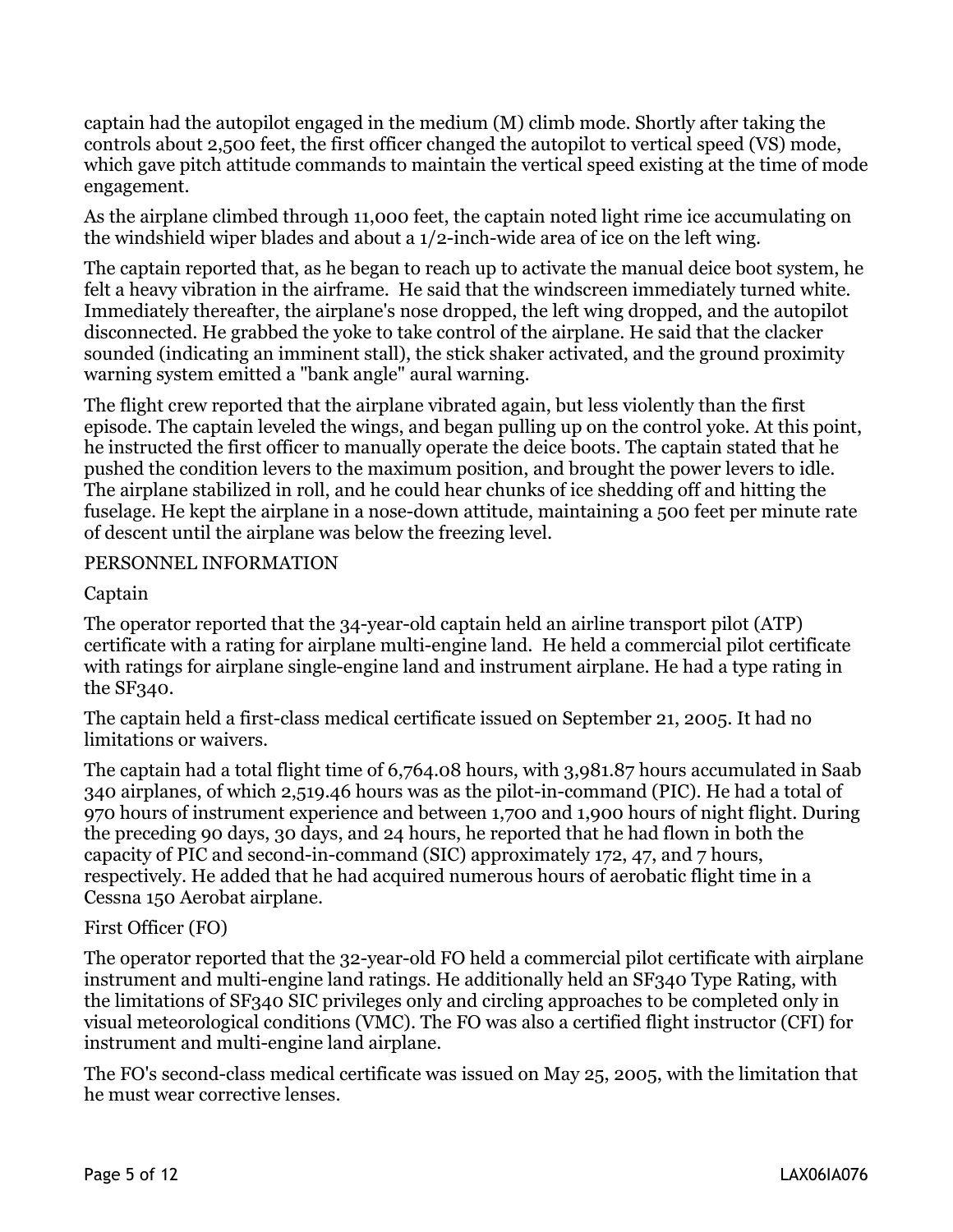captain had the autopilot engaged in the medium (M) climb mode. Shortly after taking the controls about 2,500 feet, the first officer changed the autopilot to vertical speed (VS) mode, which gave pitch attitude commands to maintain the vertical speed existing at the time of mode engagement.

As the airplane climbed through 11,000 feet, the captain noted light rime ice accumulating on the windshield wiper blades and about a 1/2-inch-wide area of ice on the left wing.

The captain reported that, as he began to reach up to activate the manual deice boot system, he felt a heavy vibration in the airframe. He said that the windscreen immediately turned white. Immediately thereafter, the airplane's nose dropped, the left wing dropped, and the autopilot disconnected. He grabbed the yoke to take control of the airplane. He said that the clacker sounded (indicating an imminent stall), the stick shaker activated, and the ground proximity warning system emitted a "bank angle" aural warning.

The flight crew reported that the airplane vibrated again, but less violently than the first episode. The captain leveled the wings, and began pulling up on the control yoke. At this point, he instructed the first officer to manually operate the deice boots. The captain stated that he pushed the condition levers to the maximum position, and brought the power levers to idle. The airplane stabilized in roll, and he could hear chunks of ice shedding off and hitting the fuselage. He kept the airplane in a nose-down attitude, maintaining a 500 feet per minute rate of descent until the airplane was below the freezing level.

## PERSONNEL INFORMATION

### Captain

The operator reported that the 34-year-old captain held an airline transport pilot (ATP) certificate with a rating for airplane multi-engine land. He held a commercial pilot certificate with ratings for airplane single-engine land and instrument airplane. He had a type rating in the SF340.

The captain held a first-class medical certificate issued on September 21, 2005. It had no limitations or waivers.

The captain had a total flight time of 6,764.08 hours, with 3,981.87 hours accumulated in Saab 340 airplanes, of which 2,519.46 hours was as the pilot-in-command (PIC). He had a total of 970 hours of instrument experience and between 1,700 and 1,900 hours of night flight. During the preceding 90 days, 30 days, and 24 hours, he reported that he had flown in both the capacity of PIC and second-in-command (SIC) approximately 172, 47, and 7 hours, respectively. He added that he had acquired numerous hours of aerobatic flight time in a Cessna 150 Aerobat airplane.

### First Officer (FO)

The operator reported that the 32-year-old FO held a commercial pilot certificate with airplane instrument and multi-engine land ratings. He additionally held an SF340 Type Rating, with the limitations of SF340 SIC privileges only and circling approaches to be completed only in visual meteorological conditions (VMC). The FO was also a certified flight instructor (CFI) for instrument and multi-engine land airplane.

The FO's second-class medical certificate was issued on May 25, 2005, with the limitation that he must wear corrective lenses.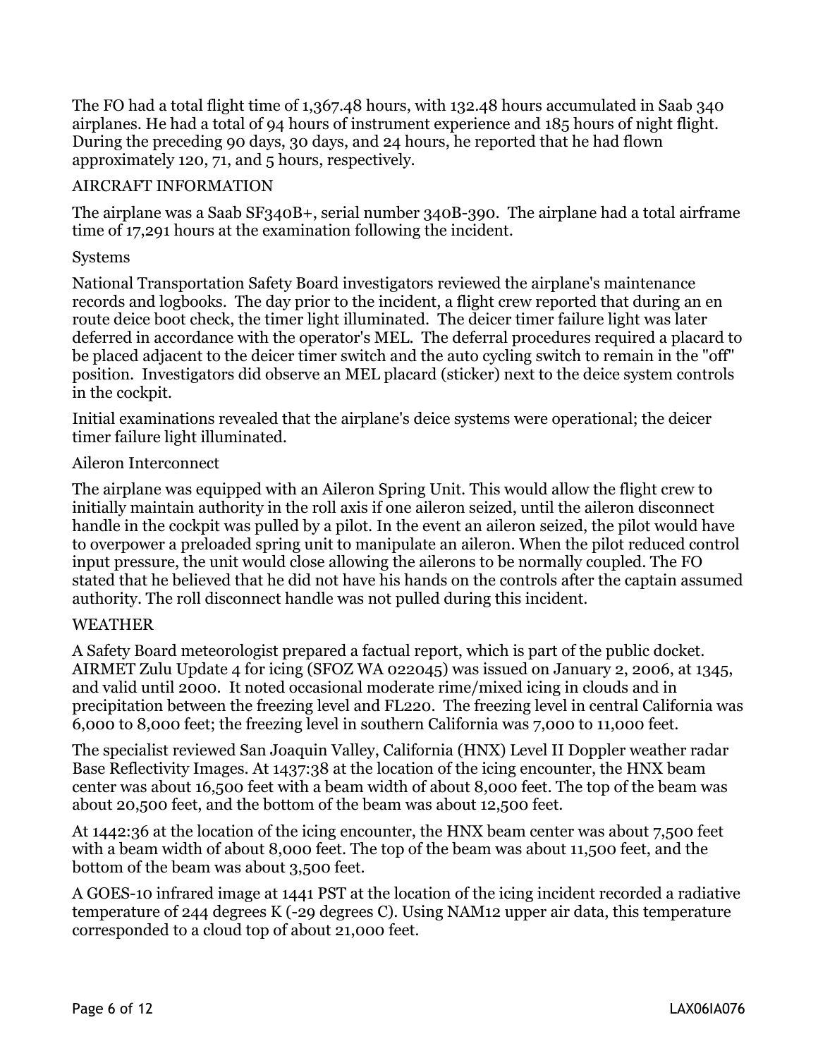The FO had a total flight time of 1,367.48 hours, with 132.48 hours accumulated in Saab 340 airplanes. He had a total of 94 hours of instrument experience and 185 hours of night flight. During the preceding 90 days, 30 days, and 24 hours, he reported that he had flown approximately 120, 71, and 5 hours, respectively.

## AIRCRAFT INFORMATION

The airplane was a Saab SF340B+, serial number 340B-390. The airplane had a total airframe time of 17,291 hours at the examination following the incident.

### Systems

National Transportation Safety Board investigators reviewed the airplane's maintenance records and logbooks. The day prior to the incident, a flight crew reported that during an en route deice boot check, the timer light illuminated. The deicer timer failure light was later deferred in accordance with the operator's MEL. The deferral procedures required a placard to be placed adjacent to the deicer timer switch and the auto cycling switch to remain in the "off" position. Investigators did observe an MEL placard (sticker) next to the deice system controls in the cockpit.

Initial examinations revealed that the airplane's deice systems were operational; the deicer timer failure light illuminated.

### Aileron Interconnect

The airplane was equipped with an Aileron Spring Unit. This would allow the flight crew to initially maintain authority in the roll axis if one aileron seized, until the aileron disconnect handle in the cockpit was pulled by a pilot. In the event an aileron seized, the pilot would have to overpower a preloaded spring unit to manipulate an aileron. When the pilot reduced control input pressure, the unit would close allowing the ailerons to be normally coupled. The FO stated that he believed that he did not have his hands on the controls after the captain assumed authority. The roll disconnect handle was not pulled during this incident.

## WEATHER

A Safety Board meteorologist prepared a factual report, which is part of the public docket. AIRMET Zulu Update 4 for icing (SFOZ WA 022045) was issued on January 2, 2006, at 1345, and valid until 2000. It noted occasional moderate rime/mixed icing in clouds and in precipitation between the freezing level and FL220. The freezing level in central California was 6,000 to 8,000 feet; the freezing level in southern California was 7,000 to 11,000 feet.

The specialist reviewed San Joaquin Valley, California (HNX) Level II Doppler weather radar Base Reflectivity Images. At 1437:38 at the location of the icing encounter, the HNX beam center was about 16,500 feet with a beam width of about 8,000 feet. The top of the beam was about 20,500 feet, and the bottom of the beam was about 12,500 feet.

At 1442:36 at the location of the icing encounter, the HNX beam center was about 7,500 feet with a beam width of about 8,000 feet. The top of the beam was about 11,500 feet, and the bottom of the beam was about 3,500 feet.

A GOES-10 infrared image at 1441 PST at the location of the icing incident recorded a radiative temperature of 244 degrees K (-29 degrees C). Using NAM12 upper air data, this temperature corresponded to a cloud top of about 21,000 feet.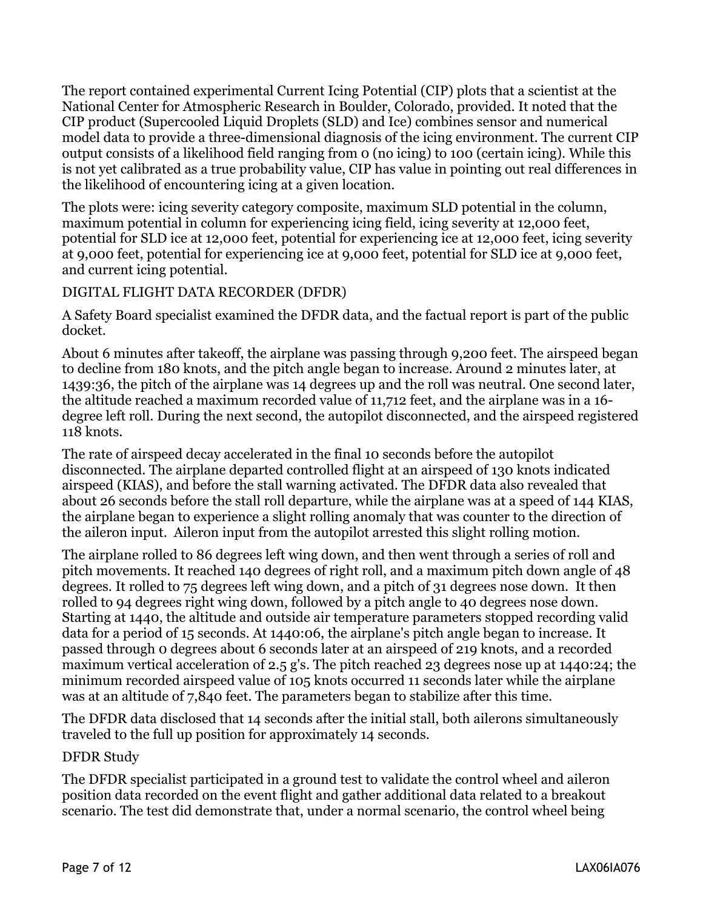The report contained experimental Current Icing Potential (CIP) plots that a scientist at the National Center for Atmospheric Research in Boulder, Colorado, provided. It noted that the CIP product (Supercooled Liquid Droplets (SLD) and Ice) combines sensor and numerical model data to provide a three-dimensional diagnosis of the icing environment. The current CIP output consists of a likelihood field ranging from 0 (no icing) to 100 (certain icing). While this is not yet calibrated as a true probability value, CIP has value in pointing out real differences in the likelihood of encountering icing at a given location.

The plots were: icing severity category composite, maximum SLD potential in the column, maximum potential in column for experiencing icing field, icing severity at 12,000 feet, potential for SLD ice at 12,000 feet, potential for experiencing ice at 12,000 feet, icing severity at 9,000 feet, potential for experiencing ice at 9,000 feet, potential for SLD ice at 9,000 feet, and current icing potential.

## DIGITAL FLIGHT DATA RECORDER (DFDR)

A Safety Board specialist examined the DFDR data, and the factual report is part of the public docket.

About 6 minutes after takeoff, the airplane was passing through 9,200 feet. The airspeed began to decline from 180 knots, and the pitch angle began to increase. Around 2 minutes later, at 1439:36, the pitch of the airplane was 14 degrees up and the roll was neutral. One second later, the altitude reached a maximum recorded value of 11,712 feet, and the airplane was in a 16-degree left roll. During the next second, the autopilot disconnected, and the airspeed registered 118 knots.

The rate of airspeed decay accelerated in the final 10 seconds before the autopilot disconnected. The airplane departed controlled flight at an airspeed of 130 knots indicated airspeed (KIAS), and before the stall warning activated. The DFDR data also revealed that about 26 seconds before the stall roll departure, while the airplane was at a speed of 144 KIAS, the airplane began to experience a slight rolling anomaly that was counter to the direction of the aileron input. Aileron input from the autopilot arrested this slight rolling motion.

The airplane rolled to 86 degrees left wing down, and then went through a series of roll and pitch movements. It reached 140 degrees of right roll, and a maximum pitch down angle of 48 degrees. It rolled to 75 degrees left wing down, and a pitch of 31 degrees nose down. It then rolled to 94 degrees right wing down, followed by a pitch angle to 40 degrees nose down. Starting at 1440, the altitude and outside air temperature parameters stopped recording valid data for a period of 15 seconds. At 1440:06, the airplane's pitch angle began to increase. It passed through 0 degrees about 6 seconds later at an airspeed of 219 knots, and a recorded maximum vertical acceleration of 2.5 g's. The pitch reached 23 degrees nose up at 1440:24; the minimum recorded airspeed value of 105 knots occurred 11 seconds later while the airplane was at an altitude of 7,840 feet. The parameters began to stabilize after this time.

The DFDR data disclosed that 14 seconds after the initial stall, both ailerons simultaneously traveled to the full up position for approximately 14 seconds.

### DFDR Study

The DFDR specialist participated in a ground test to validate the control wheel and aileron position data recorded on the event flight and gather additional data related to a breakout scenario. The test did demonstrate that, under a normal scenario, the control wheel being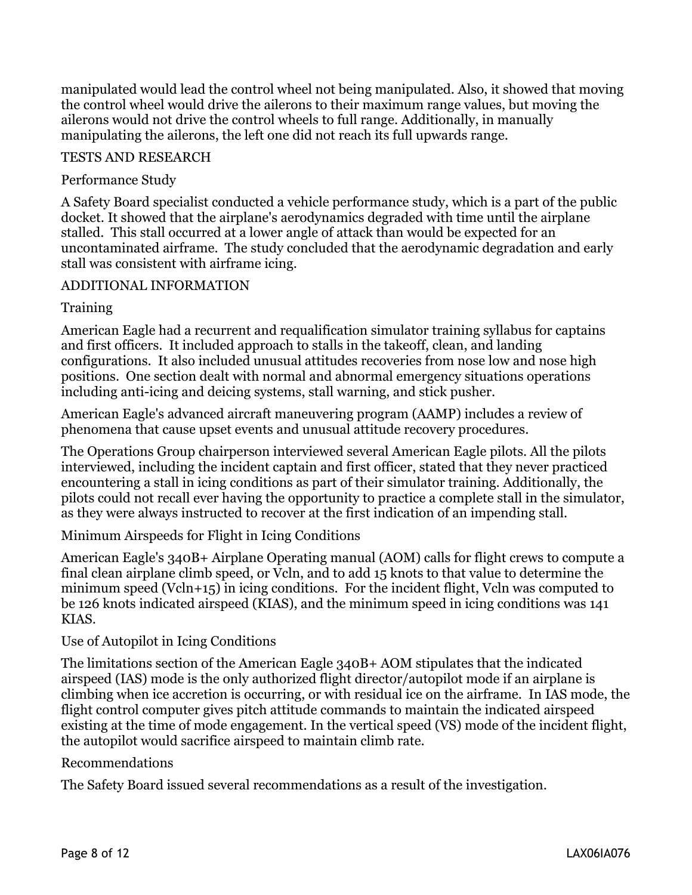manipulated would lead the control wheel not being manipulated. Also, it showed that moving the control wheel would drive the ailerons to their maximum range values, but moving the ailerons would not drive the control wheels to full range. Additionally, in manually manipulating the ailerons, the left one did not reach its full upwards range.

## TESTS AND RESEARCH

### Performance Study

A Safety Board specialist conducted a vehicle performance study, which is a part of the public docket. It showed that the airplane's aerodynamics degraded with time until the airplane stalled. This stall occurred at a lower angle of attack than would be expected for an uncontaminated airframe. The study concluded that the aerodynamic degradation and early stall was consistent with airframe icing.

## ADDITIONAL INFORMATION

### Training

American Eagle had a recurrent and requalification simulator training syllabus for captains and first officers. It included approach to stalls in the takeoff, clean, and landing configurations. It also included unusual attitudes recoveries from nose low and nose high positions. One section dealt with normal and abnormal emergency situations operations including anti-icing and deicing systems, stall warning, and stick pusher.

American Eagle's advanced aircraft maneuvering program (AAMP) includes a review of phenomena that cause upset events and unusual attitude recovery procedures.

The Operations Group chairperson interviewed several American Eagle pilots. All the pilots interviewed, including the incident captain and first officer, stated that they never practiced encountering a stall in icing conditions as part of their simulator training. Additionally, the pilots could not recall ever having the opportunity to practice a complete stall in the simulator, as they were always instructed to recover at the first indication of an impending stall.

### Minimum Airspeeds for Flight in Icing Conditions

American Eagle's 340B+ Airplane Operating manual (AOM) calls for flight crews to compute a final clean airplane climb speed, or Vcln, and to add 15 knots to that value to determine the minimum speed (Vcln+15) in icing conditions. For the incident flight, Vcln was computed to be 126 knots indicated airspeed (KIAS), and the minimum speed in icing conditions was 141 KIAS.

### Use of Autopilot in Icing Conditions

The limitations section of the American Eagle 340B+ AOM stipulates that the indicated airspeed (IAS) mode is the only authorized flight director/autopilot mode if an airplane is climbing when ice accretion is occurring, or with residual ice on the airframe. In IAS mode, the flight control computer gives pitch attitude commands to maintain the indicated airspeed existing at the time of mode engagement. In the vertical speed (VS) mode of the incident flight, the autopilot would sacrifice airspeed to maintain climb rate.

### Recommendations

The Safety Board issued several recommendations as a result of the investigation.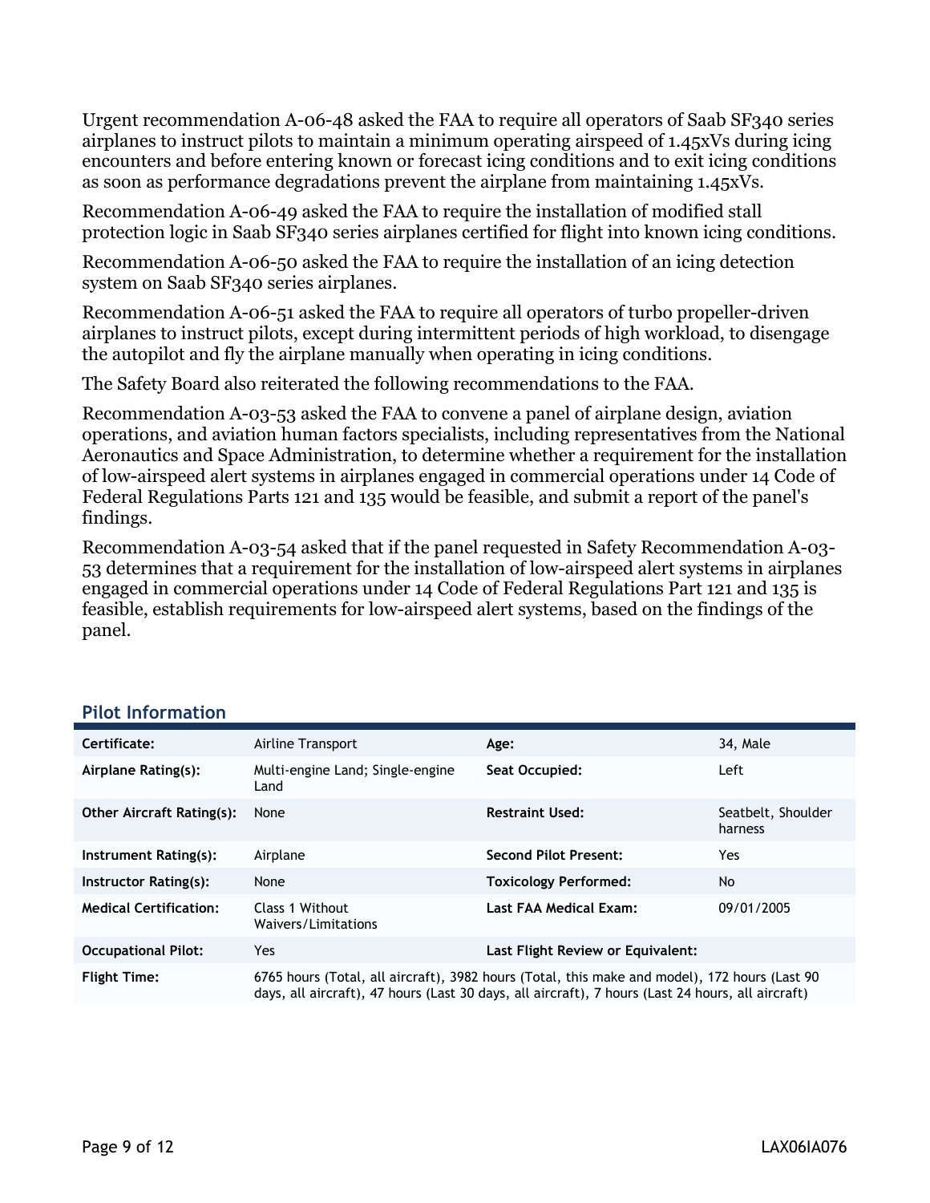Urgent recommendation A-06-48 asked the FAA to require all operators of Saab SF340 series airplanes to instruct pilots to maintain a minimum operating airspeed of 1.45xVs during icing encounters and before entering known or forecast icing conditions and to exit icing conditions as soon as performance degradations prevent the airplane from maintaining 1.45xVs.

Recommendation A-06-49 asked the FAA to require the installation of modified stall protection logic in Saab SF340 series airplanes certified for flight into known icing conditions.

Recommendation A-06-50 asked the FAA to require the installation of an icing detection system on Saab SF340 series airplanes.

Recommendation A-06-51 asked the FAA to require all operators of turbo propeller-driven airplanes to instruct pilots, except during intermittent periods of high workload, to disengage the autopilot and fly the airplane manually when operating in icing conditions.

The Safety Board also reiterated the following recommendations to the FAA.

Recommendation A-03-53 asked the FAA to convene a panel of airplane design, aviation operations, and aviation human factors specialists, including representatives from the National Aeronautics and Space Administration, to determine whether a requirement for the installation of low-airspeed alert systems in airplanes engaged in commercial operations under 14 Code of Federal Regulations Parts 121 and 135 would be feasible, and submit a report of the panel's findings.

Recommendation A-03-54 asked that if the panel requested in Safety Recommendation A-03-53 determines that a requirement for the installation of low-airspeed alert systems in airplanes engaged in commercial operations under 14 Code of Federal Regulations Part 121 and 135 is feasible, establish requirements for low-airspeed alert systems, based on the findings of the panel.

## Pilot Information

| | | | |
|---|---|---|---|
| **Certificate:** | Airline Transport | **Age:** | 34, Male |
| **Airplane Rating(s):** | Multi-engine Land; Single-engine Land | **Seat Occupied:** | Left |
| **Other Aircraft Rating(s):** | None | **Restraint Used:** | Seatbelt, Shoulder harness |
| **Instrument Rating(s):** | Airplane | **Second Pilot Present:** | Yes |
| **Instructor Rating(s):** | None | **Toxicology Performed:** | No |
| **Medical Certification:** | Class 1 Without Waivers/Limitations | **Last FAA Medical Exam:** | 09/01/2005 |
| **Occupational Pilot:** | Yes | **Last Flight Review or Equivalent:** | |
| **Flight Time:** | 6765 hours (Total, all aircraft), 3982 hours (Total, this make and model), 172 hours (Last 90 days, all aircraft), 47 hours (Last 30 days, all aircraft), 7 hours (Last 24 hours, all aircraft) | | |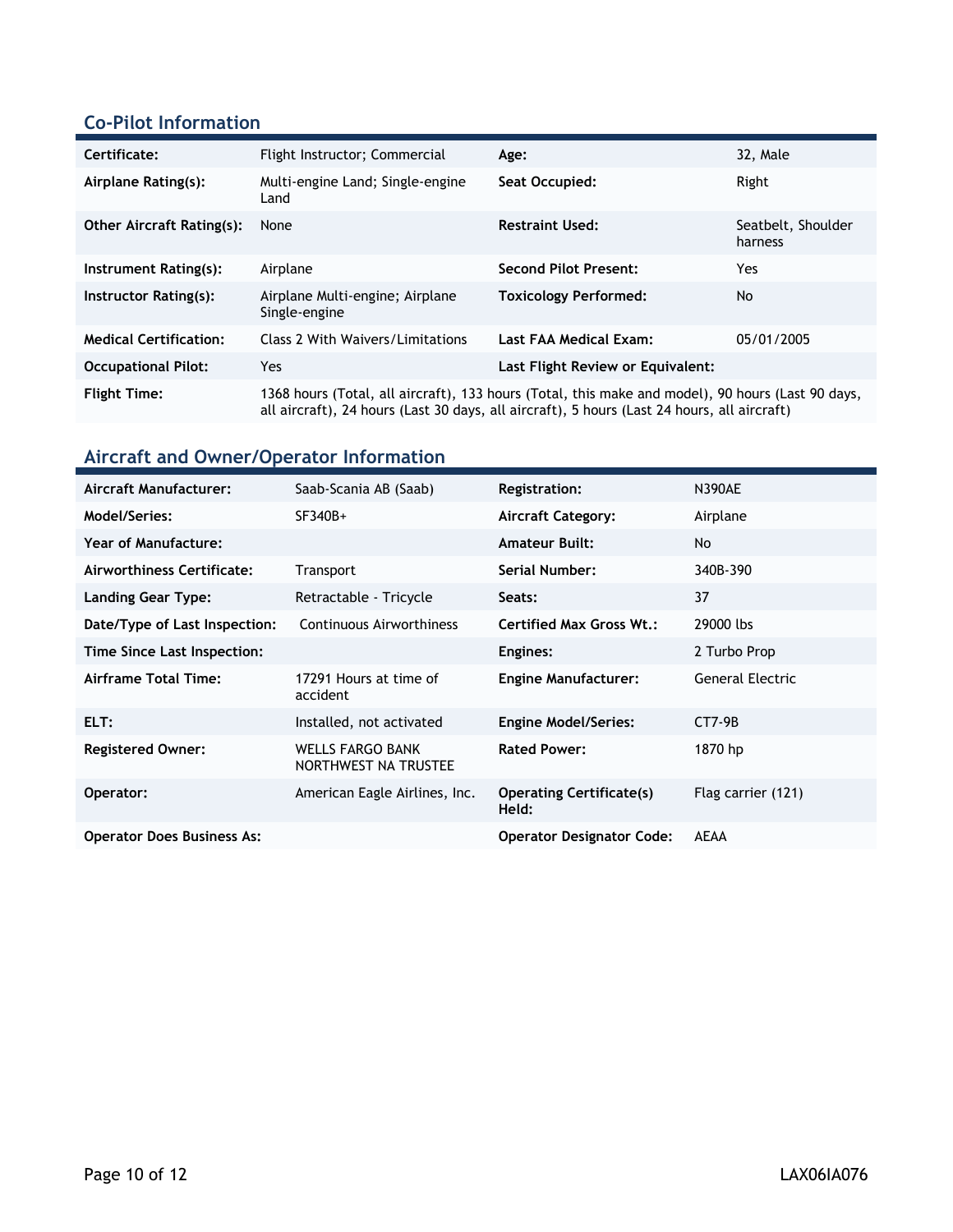## Co-Pilot Information

| | | | |
|---|---|---|---|
| **Certificate:** | Flight Instructor; Commercial | **Age:** | 32, Male |
| **Airplane Rating(s):** | Multi-engine Land; Single-engine Land | **Seat Occupied:** | Right |
| **Other Aircraft Rating(s):** | None | **Restraint Used:** | Seatbelt, Shoulder harness |
| **Instrument Rating(s):** | Airplane | **Second Pilot Present:** | Yes |
| **Instructor Rating(s):** | Airplane Multi-engine; Airplane Single-engine | **Toxicology Performed:** | No |
| **Medical Certification:** | Class 2 With Waivers/Limitations | **Last FAA Medical Exam:** | 05/01/2005 |
| **Occupational Pilot:** | Yes | **Last Flight Review or Equivalent:** | |
| **Flight Time:** | 1368 hours (Total, all aircraft), 133 hours (Total, this make and model), 90 hours (Last 90 days, all aircraft), 24 hours (Last 30 days, all aircraft), 5 hours (Last 24 hours, all aircraft) | | |

## Aircraft and Owner/Operator Information

| | | | |
|---|---|---|---|
| **Aircraft Manufacturer:** | Saab-Scania AB (Saab) | **Registration:** | N390AE |
| **Model/Series:** | SF340B+ | **Aircraft Category:** | Airplane |
| **Year of Manufacture:** | | **Amateur Built:** | No |
| **Airworthiness Certificate:** | Transport | **Serial Number:** | 340B-390 |
| **Landing Gear Type:** | Retractable - Tricycle | **Seats:** | 37 |
| **Date/Type of Last Inspection:** | Continuous Airworthiness | **Certified Max Gross Wt.:** | 29000 lbs |
| **Time Since Last Inspection:** | | **Engines:** | 2 Turbo Prop |
| **Airframe Total Time:** | 17291 Hours at time of accident | **Engine Manufacturer:** | General Electric |
| **ELT:** | Installed, not activated | **Engine Model/Series:** | CT7-9B |
| **Registered Owner:** | WELLS FARGO BANK NORTHWEST NA TRUSTEE | **Rated Power:** | 1870 hp |
| **Operator:** | American Eagle Airlines, Inc. | **Operating Certificate(s) Held:** | Flag carrier (121) |
| **Operator Does Business As:** | | **Operator Designator Code:** | AEAA |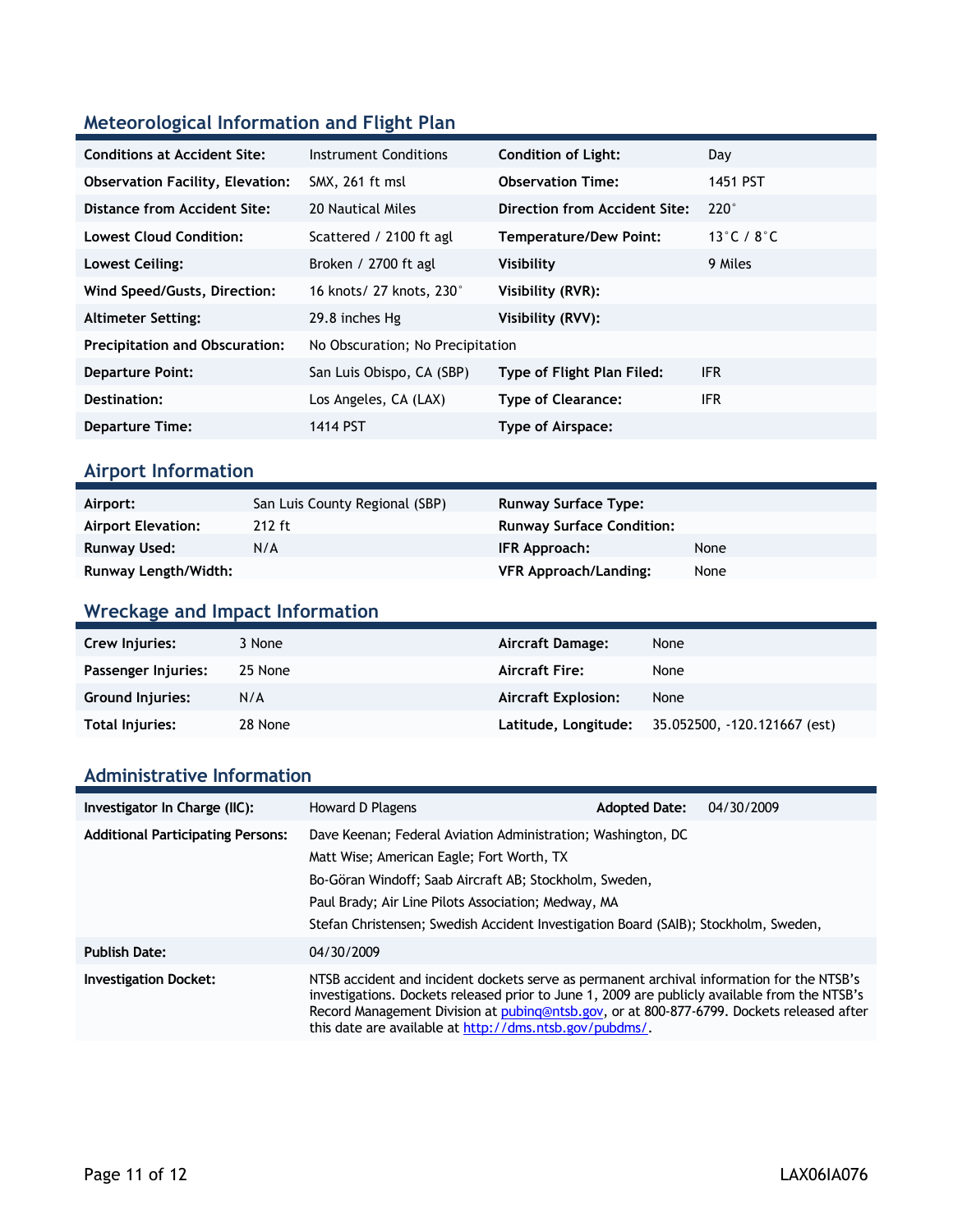## Meteorological Information and Flight Plan

| | | | |
|---|---|---|---|
| **Conditions at Accident Site:** | Instrument Conditions | **Condition of Light:** | Day |
| **Observation Facility, Elevation:** | SMX, 261 ft msl | **Observation Time:** | 1451 PST |
| **Distance from Accident Site:** | 20 Nautical Miles | **Direction from Accident Site:** | 220° |
| **Lowest Cloud Condition:** | Scattered / 2100 ft agl | **Temperature/Dew Point:** | 13°C / 8°C |
| **Lowest Ceiling:** | Broken / 2700 ft agl | **Visibility** | 9 Miles |
| **Wind Speed/Gusts, Direction:** | 16 knots/ 27 knots, 230° | **Visibility (RVR):** | |
| **Altimeter Setting:** | 29.8 inches Hg | **Visibility (RVV):** | |
| **Precipitation and Obscuration:** | No Obscuration; No Precipitation | | |
| **Departure Point:** | San Luis Obispo, CA (SBP) | **Type of Flight Plan Filed:** | IFR |
| **Destination:** | Los Angeles, CA (LAX) | **Type of Clearance:** | IFR |
| **Departure Time:** | 1414 PST | **Type of Airspace:** | |

## Airport Information

| | | | |
|---|---|---|---|
| **Airport:** | San Luis County Regional (SBP) | **Runway Surface Type:** | |
| **Airport Elevation:** | 212 ft | **Runway Surface Condition:** | |
| **Runway Used:** | N/A | **IFR Approach:** | None |
| **Runway Length/Width:** | | **VFR Approach/Landing:** | None |

## Wreckage and Impact Information

| | | | |
|---|---|---|---|
| **Crew Injuries:** | 3 None | **Aircraft Damage:** | None |
| **Passenger Injuries:** | 25 None | **Aircraft Fire:** | None |
| **Ground Injuries:** | N/A | **Aircraft Explosion:** | None |
| **Total Injuries:** | 28 None | **Latitude, Longitude:** | 35.052500, -120.121667 (est) |

## Administrative Information

| | | | |
|---|---|---|---|
| **Investigator In Charge (IIC):** | Howard D Plagens | **Adopted Date:** | 04/30/2009 |
| **Additional Participating Persons:** | Dave Keenan; Federal Aviation Administration; Washington, DC<br>Matt Wise; American Eagle; Fort Worth, TX<br>Bo-Göran Windoff; Saab Aircraft AB; Stockholm, Sweden,<br>Paul Brady; Air Line Pilots Association; Medway, MA<br>Stefan Christensen; Swedish Accident Investigation Board (SAIB); Stockholm, Sweden, | | |
| **Publish Date:** | 04/30/2009 | | |
| **Investigation Docket:** | NTSB accident and incident dockets serve as permanent archival information for the NTSB's investigations. Dockets released prior to June 1, 2009 are publicly available from the NTSB's Record Management Division at pubinq@ntsb.gov, or at 800-877-6799. Dockets released after this date are available at http://dms.ntsb.gov/pubdms/. | | |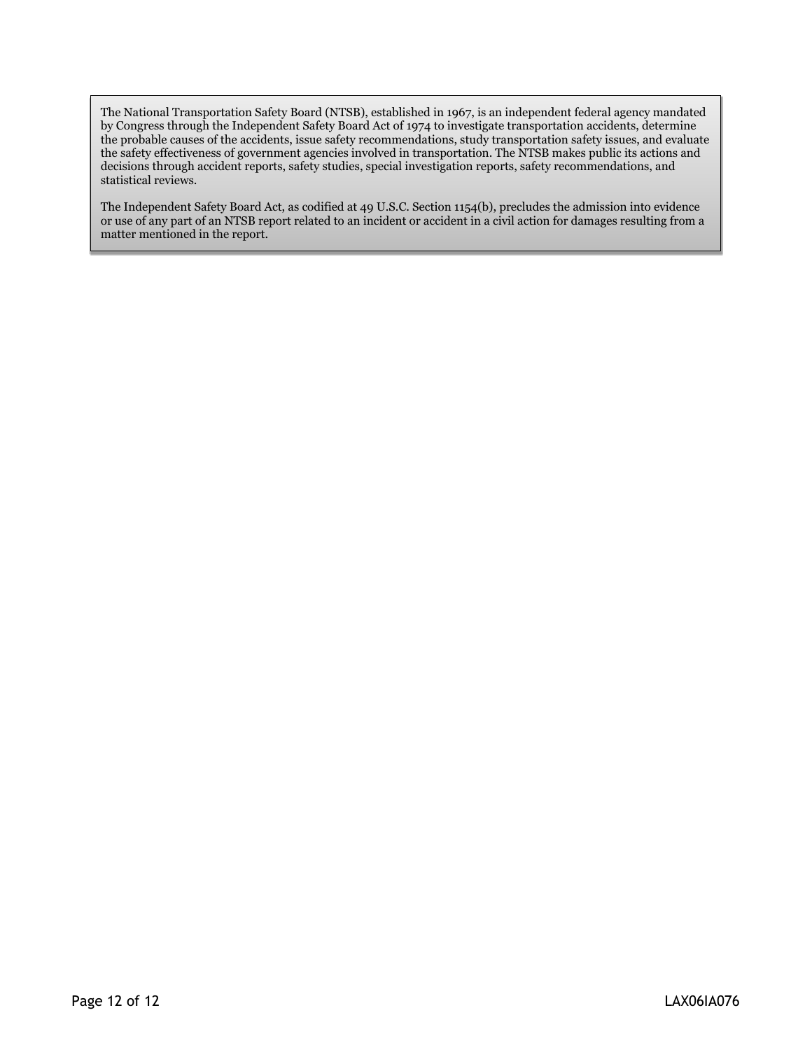The National Transportation Safety Board (NTSB), established in 1967, is an independent federal agency mandated by Congress through the Independent Safety Board Act of 1974 to investigate transportation accidents, determine the probable causes of the accidents, issue safety recommendations, study transportation safety issues, and evaluate the safety effectiveness of government agencies involved in transportation. The NTSB makes public its actions and decisions through accident reports, safety studies, special investigation reports, safety recommendations, and statistical reviews.

The Independent Safety Board Act, as codified at 49 U.S.C. Section 1154(b), precludes the admission into evidence or use of any part of an NTSB report related to an incident or accident in a civil action for damages resulting from a matter mentioned in the report.